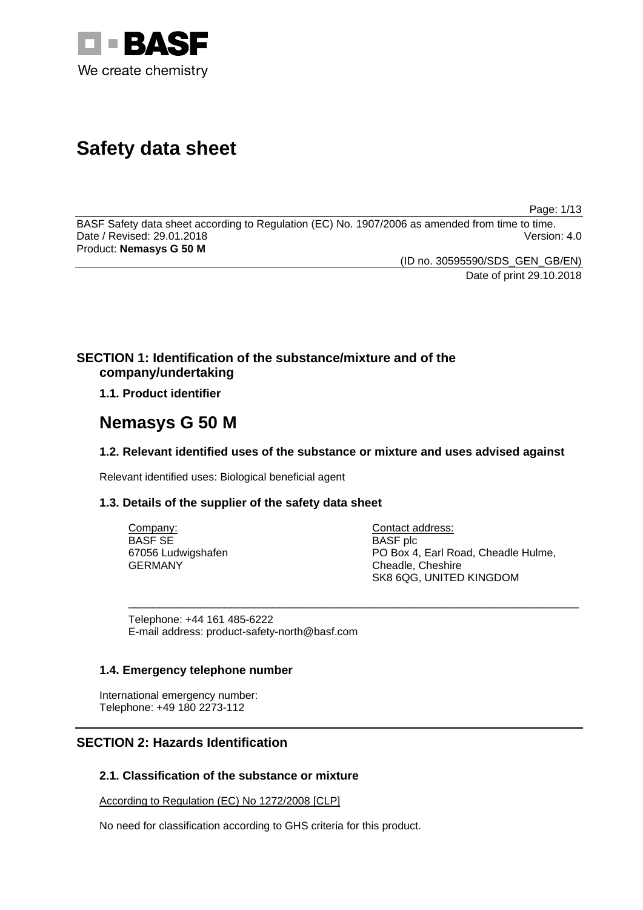BASF

We create chemistry

# Safety data sheet

BASF Safety data sheet according to Regulation (EC) No. 1907/2006 as amended from time to time.
Date / Revised: 29.01.2018 Version: 4.0
Product: **Nemasys G 50 M**

(ID no. 30595590/SDS_GEN_GB/EN)
Date of print 29.10.2018

## SECTION 1: Identification of the substance/mixture and of the company/undertaking

### 1.1. Product identifier

# Nemasys G 50 M

### 1.2. Relevant identified uses of the substance or mixture and uses advised against

Relevant identified uses: Biological beneficial agent

### 1.3. Details of the supplier of the safety data sheet

Company:
BASF SE
67056 Ludwigshafen
GERMANY

Contact address:
BASF plc
PO Box 4, Earl Road, Cheadle Hulme,
Cheadle, Cheshire
SK8 6QG, UNITED KINGDOM

Telephone: +44 161 485-6222
E-mail address: product-safety-north@basf.com

### 1.4. Emergency telephone number

International emergency number:
Telephone: +49 180 2273-112

## SECTION 2: Hazards Identification

### 2.1. Classification of the substance or mixture

According to Regulation (EC) No 1272/2008 [CLP]

No need for classification according to GHS criteria for this product.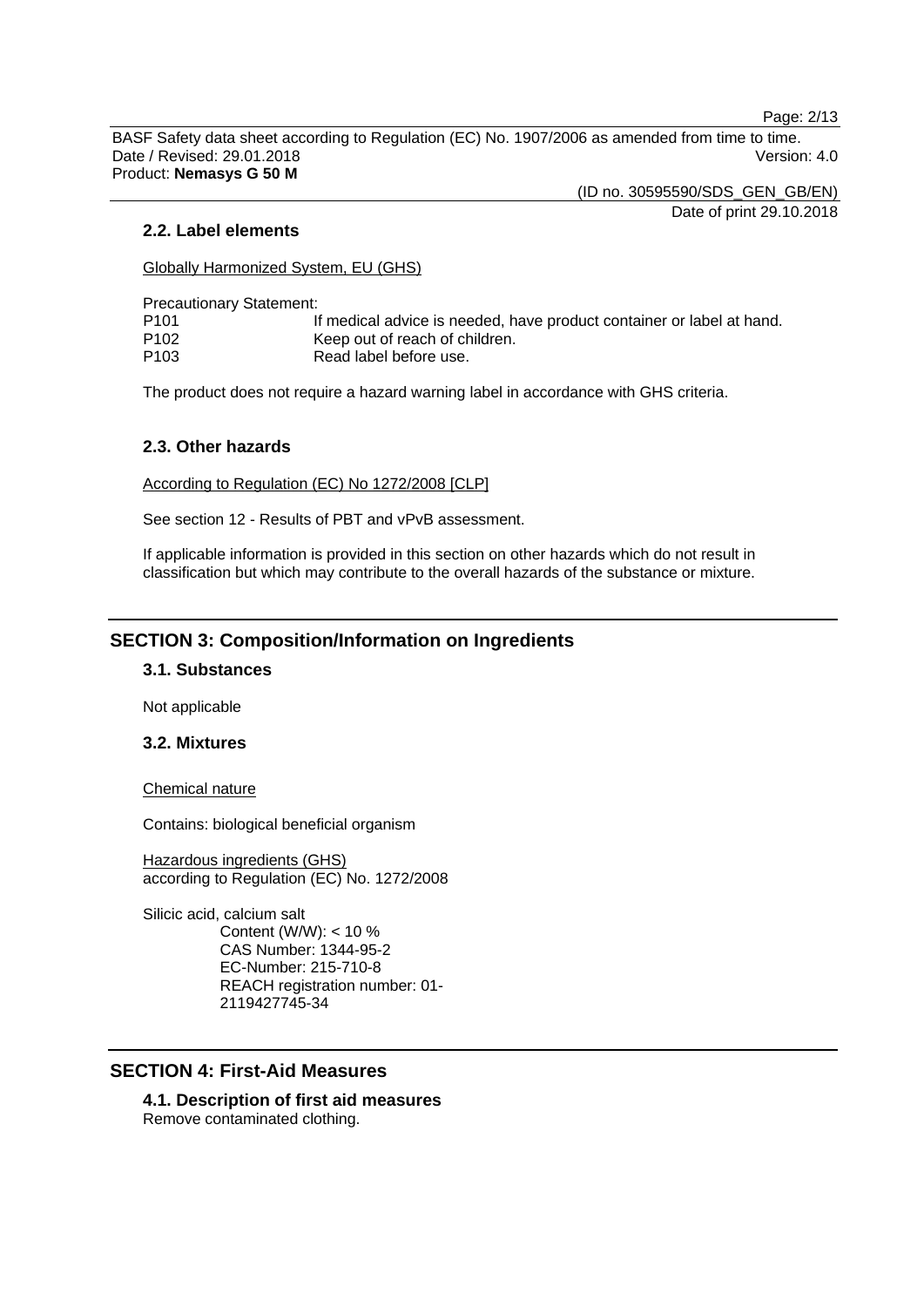### 2.2. Label elements

Globally Harmonized System, EU (GHS)

Precautionary Statement:

| | |
|---|---|
| P101 | If medical advice is needed, have product container or label at hand. |
| P102 | Keep out of reach of children. |
| P103 | Read label before use. |

The product does not require a hazard warning label in accordance with GHS criteria.

### 2.3. Other hazards

According to Regulation (EC) No 1272/2008 [CLP]

See section 12 - Results of PBT and vPvB assessment.

If applicable information is provided in this section on other hazards which do not result in classification but which may contribute to the overall hazards of the substance or mixture.

## SECTION 3: Composition/Information on Ingredients

### 3.1. Substances

Not applicable

### 3.2. Mixtures

Chemical nature

Contains: biological beneficial organism

Hazardous ingredients (GHS)
according to Regulation (EC) No. 1272/2008

Silicic acid, calcium salt
Content (W/W): < 10 %
CAS Number: 1344-95-2
EC-Number: 215-710-8
REACH registration number: 01-2119427745-34

## SECTION 4: First-Aid Measures

### 4.1. Description of first aid measures

Remove contaminated clothing.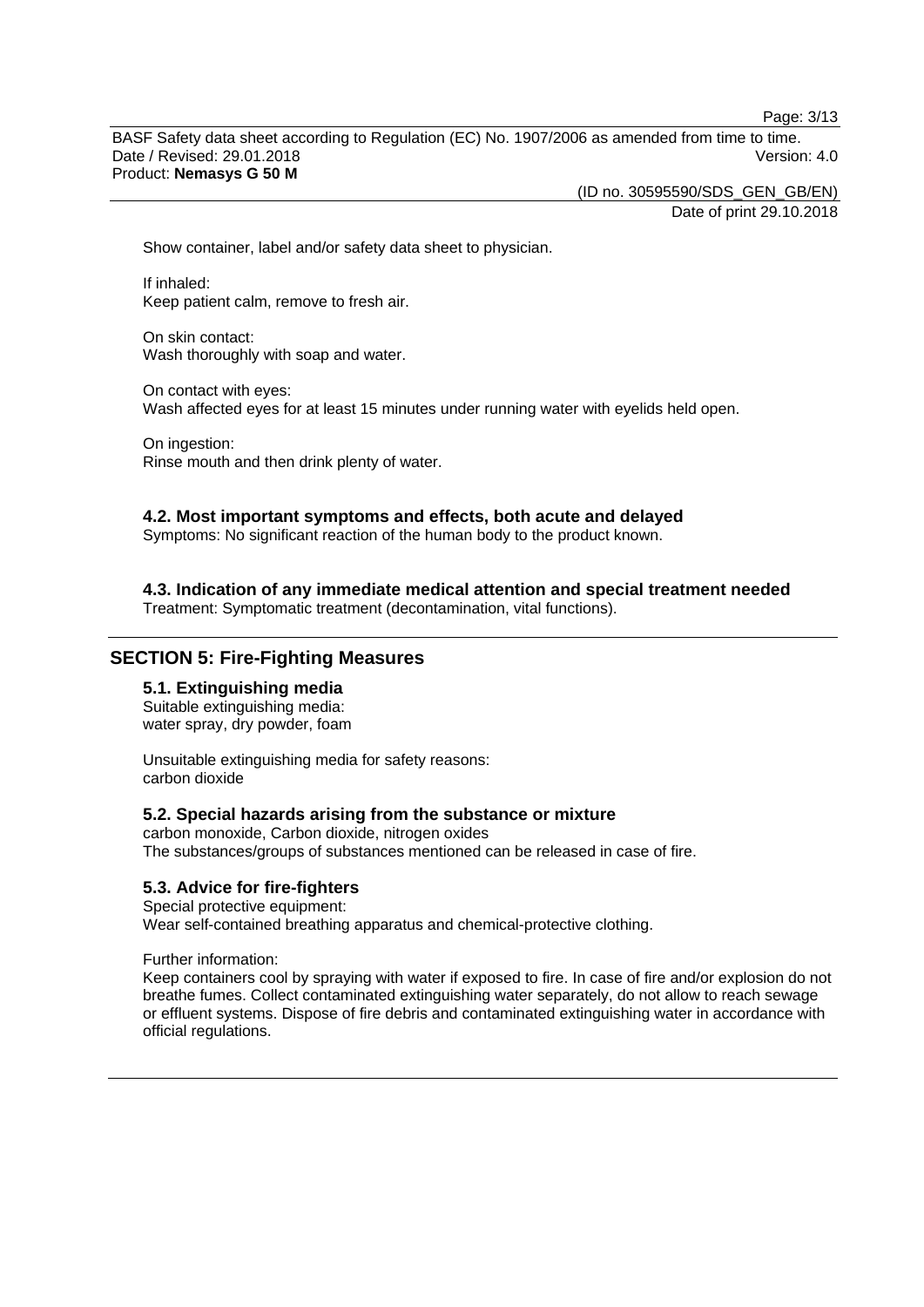Show container, label and/or safety data sheet to physician.

If inhaled:
Keep patient calm, remove to fresh air.

On skin contact:
Wash thoroughly with soap and water.

On contact with eyes:
Wash affected eyes for at least 15 minutes under running water with eyelids held open.

On ingestion:
Rinse mouth and then drink plenty of water.

### 4.2. Most important symptoms and effects, both acute and delayed

Symptoms: No significant reaction of the human body to the product known.

### 4.3. Indication of any immediate medical attention and special treatment needed

Treatment: Symptomatic treatment (decontamination, vital functions).

## SECTION 5: Fire-Fighting Measures

### 5.1. Extinguishing media

Suitable extinguishing media:
water spray, dry powder, foam

Unsuitable extinguishing media for safety reasons:
carbon dioxide

### 5.2. Special hazards arising from the substance or mixture

carbon monoxide, Carbon dioxide, nitrogen oxides
The substances/groups of substances mentioned can be released in case of fire.

### 5.3. Advice for fire-fighters

Special protective equipment:
Wear self-contained breathing apparatus and chemical-protective clothing.

Further information:
Keep containers cool by spraying with water if exposed to fire. In case of fire and/or explosion do not breathe fumes. Collect contaminated extinguishing water separately, do not allow to reach sewage or effluent systems. Dispose of fire debris and contaminated extinguishing water in accordance with official regulations.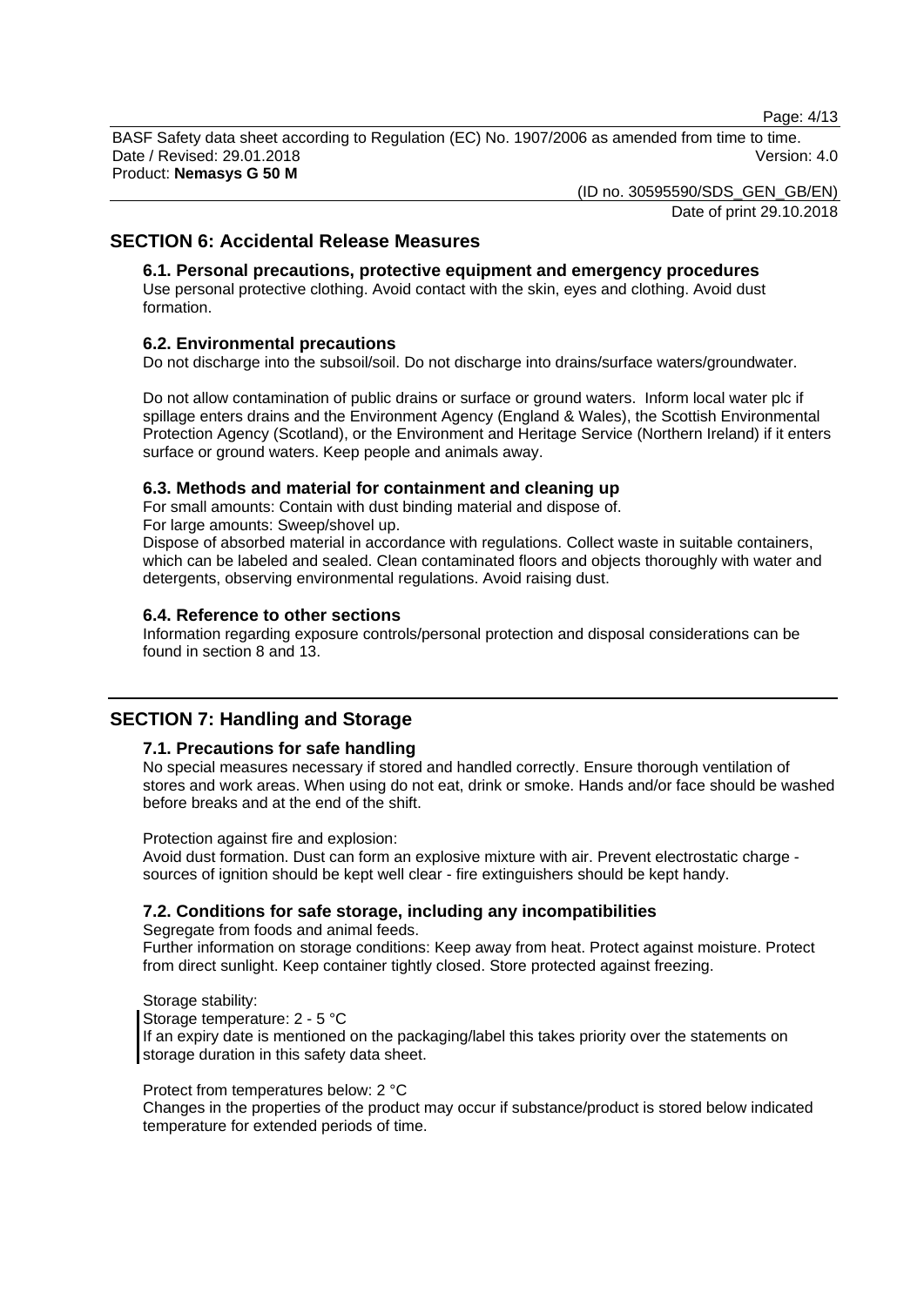## SECTION 6: Accidental Release Measures

### 6.1. Personal precautions, protective equipment and emergency procedures

Use personal protective clothing. Avoid contact with the skin, eyes and clothing. Avoid dust formation.

### 6.2. Environmental precautions

Do not discharge into the subsoil/soil. Do not discharge into drains/surface waters/groundwater.

Do not allow contamination of public drains or surface or ground waters. Inform local water plc if spillage enters drains and the Environment Agency (England & Wales), the Scottish Environmental Protection Agency (Scotland), or the Environment and Heritage Service (Northern Ireland) if it enters surface or ground waters. Keep people and animals away.

### 6.3. Methods and material for containment and cleaning up

For small amounts: Contain with dust binding material and dispose of.
For large amounts: Sweep/shovel up.
Dispose of absorbed material in accordance with regulations. Collect waste in suitable containers, which can be labeled and sealed. Clean contaminated floors and objects thoroughly with water and detergents, observing environmental regulations. Avoid raising dust.

### 6.4. Reference to other sections

Information regarding exposure controls/personal protection and disposal considerations can be found in section 8 and 13.

## SECTION 7: Handling and Storage

### 7.1. Precautions for safe handling

No special measures necessary if stored and handled correctly. Ensure thorough ventilation of stores and work areas. When using do not eat, drink or smoke. Hands and/or face should be washed before breaks and at the end of the shift.

Protection against fire and explosion:
Avoid dust formation. Dust can form an explosive mixture with air. Prevent electrostatic charge - sources of ignition should be kept well clear - fire extinguishers should be kept handy.

### 7.2. Conditions for safe storage, including any incompatibilities

Segregate from foods and animal feeds.
Further information on storage conditions: Keep away from heat. Protect against moisture. Protect from direct sunlight. Keep container tightly closed. Store protected against freezing.

Storage stability:
Storage temperature: 2 - 5 °C
If an expiry date is mentioned on the packaging/label this takes priority over the statements on storage duration in this safety data sheet.

Protect from temperatures below: 2 °C
Changes in the properties of the product may occur if substance/product is stored below indicated temperature for extended periods of time.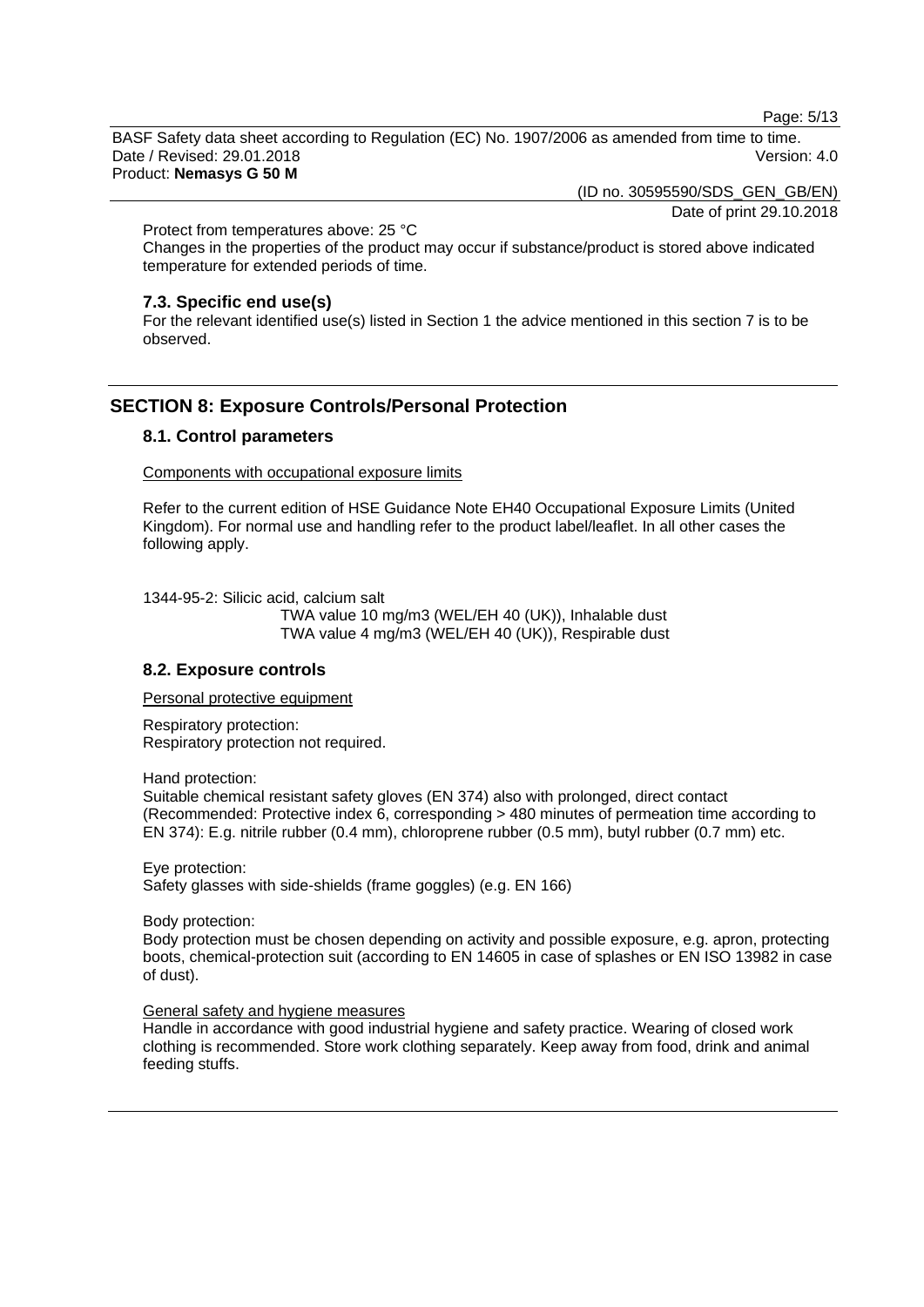Protect from temperatures above: 25 °C
Changes in the properties of the product may occur if substance/product is stored above indicated temperature for extended periods of time.

### 7.3. Specific end use(s)

For the relevant identified use(s) listed in Section 1 the advice mentioned in this section 7 is to be observed.

## SECTION 8: Exposure Controls/Personal Protection

### 8.1. Control parameters

Components with occupational exposure limits

Refer to the current edition of HSE Guidance Note EH40 Occupational Exposure Limits (United Kingdom). For normal use and handling refer to the product label/leaflet. In all other cases the following apply.

1344-95-2: Silicic acid, calcium salt
TWA value 10 mg/m3 (WEL/EH 40 (UK)), Inhalable dust
TWA value 4 mg/m3 (WEL/EH 40 (UK)), Respirable dust

### 8.2. Exposure controls

Personal protective equipment

Respiratory protection:
Respiratory protection not required.

Hand protection:
Suitable chemical resistant safety gloves (EN 374) also with prolonged, direct contact (Recommended: Protective index 6, corresponding > 480 minutes of permeation time according to EN 374): E.g. nitrile rubber (0.4 mm), chloroprene rubber (0.5 mm), butyl rubber (0.7 mm) etc.

Eye protection:
Safety glasses with side-shields (frame goggles) (e.g. EN 166)

Body protection:
Body protection must be chosen depending on activity and possible exposure, e.g. apron, protecting boots, chemical-protection suit (according to EN 14605 in case of splashes or EN ISO 13982 in case of dust).

General safety and hygiene measures
Handle in accordance with good industrial hygiene and safety practice. Wearing of closed work clothing is recommended. Store work clothing separately. Keep away from food, drink and animal feeding stuffs.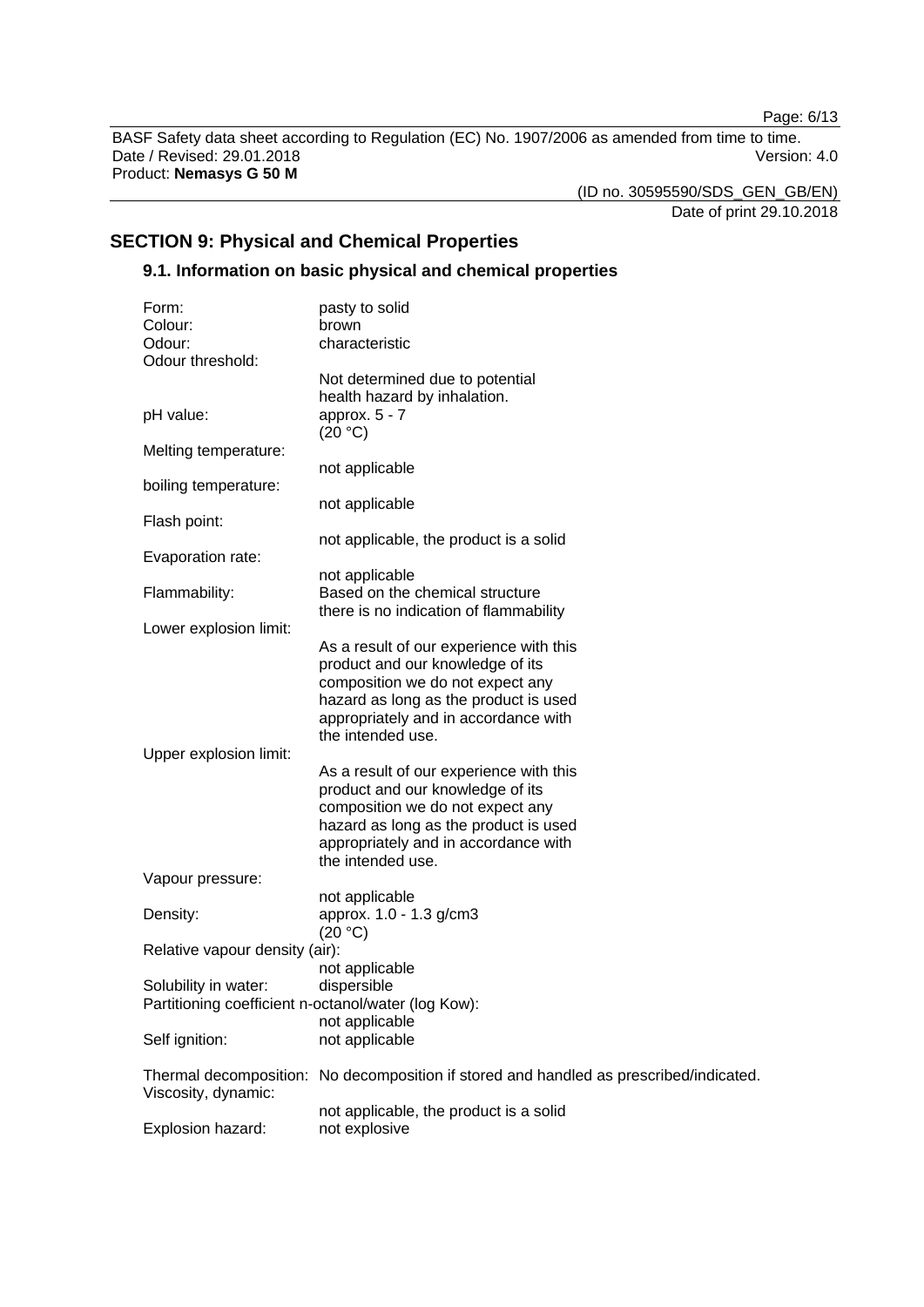## SECTION 9: Physical and Chemical Properties

### 9.1. Information on basic physical and chemical properties

| | |
|---|---|
| Form: | pasty to solid |
| Colour: | brown |
| Odour: | characteristic |
| Odour threshold: | Not determined due to potential health hazard by inhalation. |
| pH value: | approx. 5 - 7 (20 °C) |
| Melting temperature: | not applicable |
| boiling temperature: | not applicable |
| Flash point: | not applicable, the product is a solid |
| Evaporation rate: | not applicable |
| Flammability: | Based on the chemical structure there is no indication of flammability |
| Lower explosion limit: | As a result of our experience with this product and our knowledge of its composition we do not expect any hazard as long as the product is used appropriately and in accordance with the intended use. |
| Upper explosion limit: | As a result of our experience with this product and our knowledge of its composition we do not expect any hazard as long as the product is used appropriately and in accordance with the intended use. |
| Vapour pressure: | not applicable |
| Density: | approx. 1.0 - 1.3 g/cm3 (20 °C) |
| Relative vapour density (air): | not applicable |
| Solubility in water: | dispersible |
| Partitioning coefficient n-octanol/water (log Kow): | not applicable |
| Self ignition: | not applicable |
| Thermal decomposition: | No decomposition if stored and handled as prescribed/indicated. |
| Viscosity, dynamic: | not applicable, the product is a solid |
| Explosion hazard: | not explosive |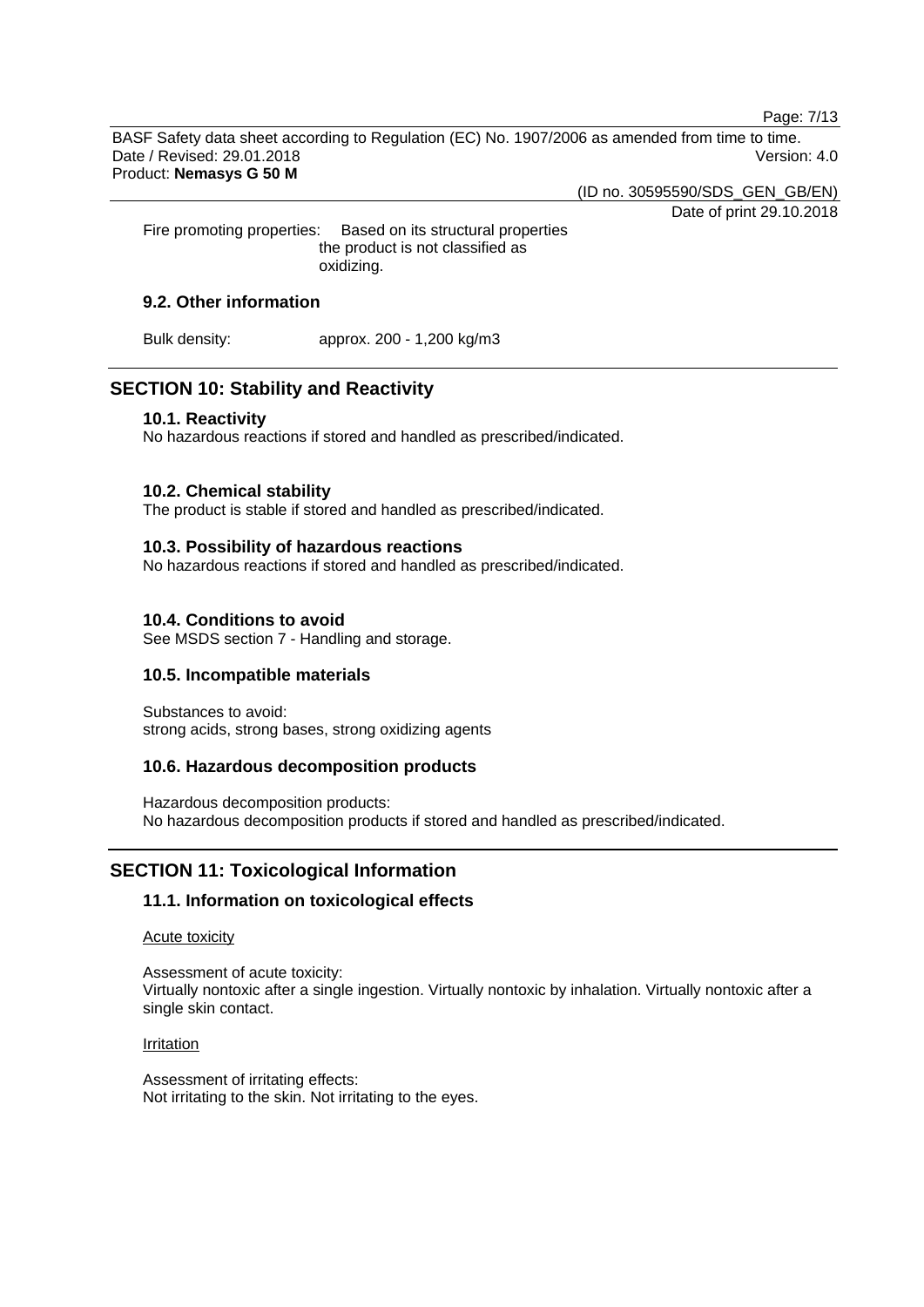Fire promoting properties: Based on its structural properties the product is not classified as oxidizing.

### 9.2. Other information

Bulk density: approx. 200 - 1,200 kg/m3

## SECTION 10: Stability and Reactivity

### 10.1. Reactivity

No hazardous reactions if stored and handled as prescribed/indicated.

### 10.2. Chemical stability

The product is stable if stored and handled as prescribed/indicated.

### 10.3. Possibility of hazardous reactions

No hazardous reactions if stored and handled as prescribed/indicated.

### 10.4. Conditions to avoid

See MSDS section 7 - Handling and storage.

### 10.5. Incompatible materials

Substances to avoid:
strong acids, strong bases, strong oxidizing agents

### 10.6. Hazardous decomposition products

Hazardous decomposition products:
No hazardous decomposition products if stored and handled as prescribed/indicated.

## SECTION 11: Toxicological Information

### 11.1. Information on toxicological effects

Acute toxicity

Assessment of acute toxicity:
Virtually nontoxic after a single ingestion. Virtually nontoxic by inhalation. Virtually nontoxic after a single skin contact.

Irritation

Assessment of irritating effects:
Not irritating to the skin. Not irritating to the eyes.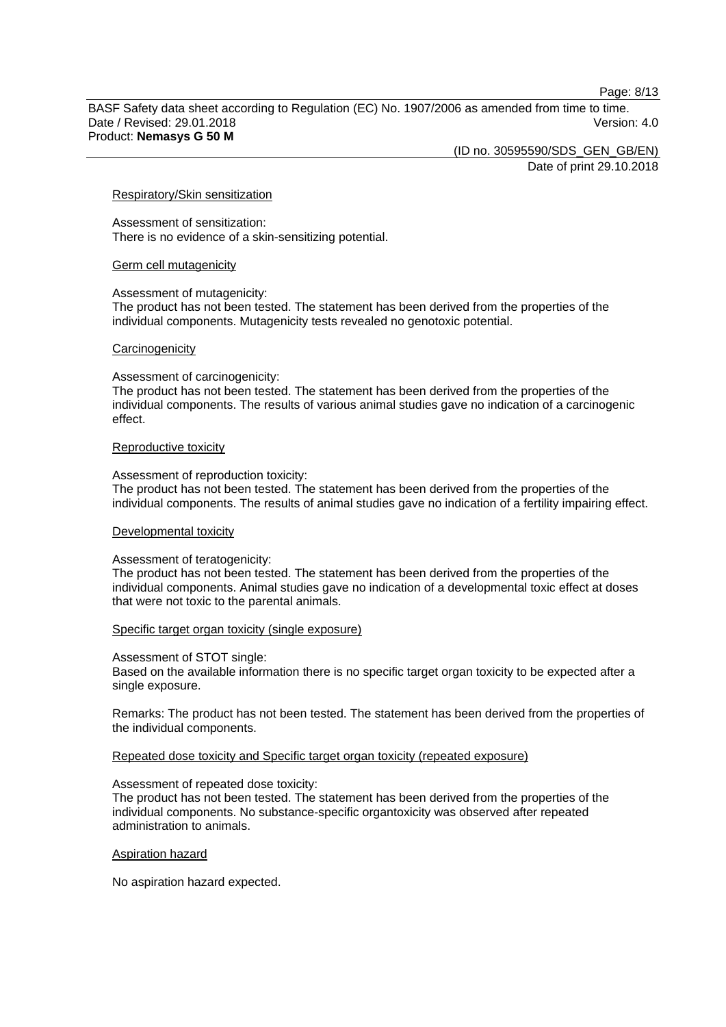#### Respiratory/Skin sensitization

Assessment of sensitization:
There is no evidence of a skin-sensitizing potential.

#### Germ cell mutagenicity

Assessment of mutagenicity:
The product has not been tested. The statement has been derived from the properties of the individual components. Mutagenicity tests revealed no genotoxic potential.

#### Carcinogenicity

Assessment of carcinogenicity:
The product has not been tested. The statement has been derived from the properties of the individual components. The results of various animal studies gave no indication of a carcinogenic effect.

#### Reproductive toxicity

Assessment of reproduction toxicity:
The product has not been tested. The statement has been derived from the properties of the individual components. The results of animal studies gave no indication of a fertility impairing effect.

#### Developmental toxicity

Assessment of teratogenicity:
The product has not been tested. The statement has been derived from the properties of the individual components. Animal studies gave no indication of a developmental toxic effect at doses that were not toxic to the parental animals.

#### Specific target organ toxicity (single exposure)

Assessment of STOT single:
Based on the available information there is no specific target organ toxicity to be expected after a single exposure.

Remarks: The product has not been tested. The statement has been derived from the properties of the individual components.

#### Repeated dose toxicity and Specific target organ toxicity (repeated exposure)

Assessment of repeated dose toxicity:
The product has not been tested. The statement has been derived from the properties of the individual components. No substance-specific organtoxicity was observed after repeated administration to animals.

#### Aspiration hazard

No aspiration hazard expected.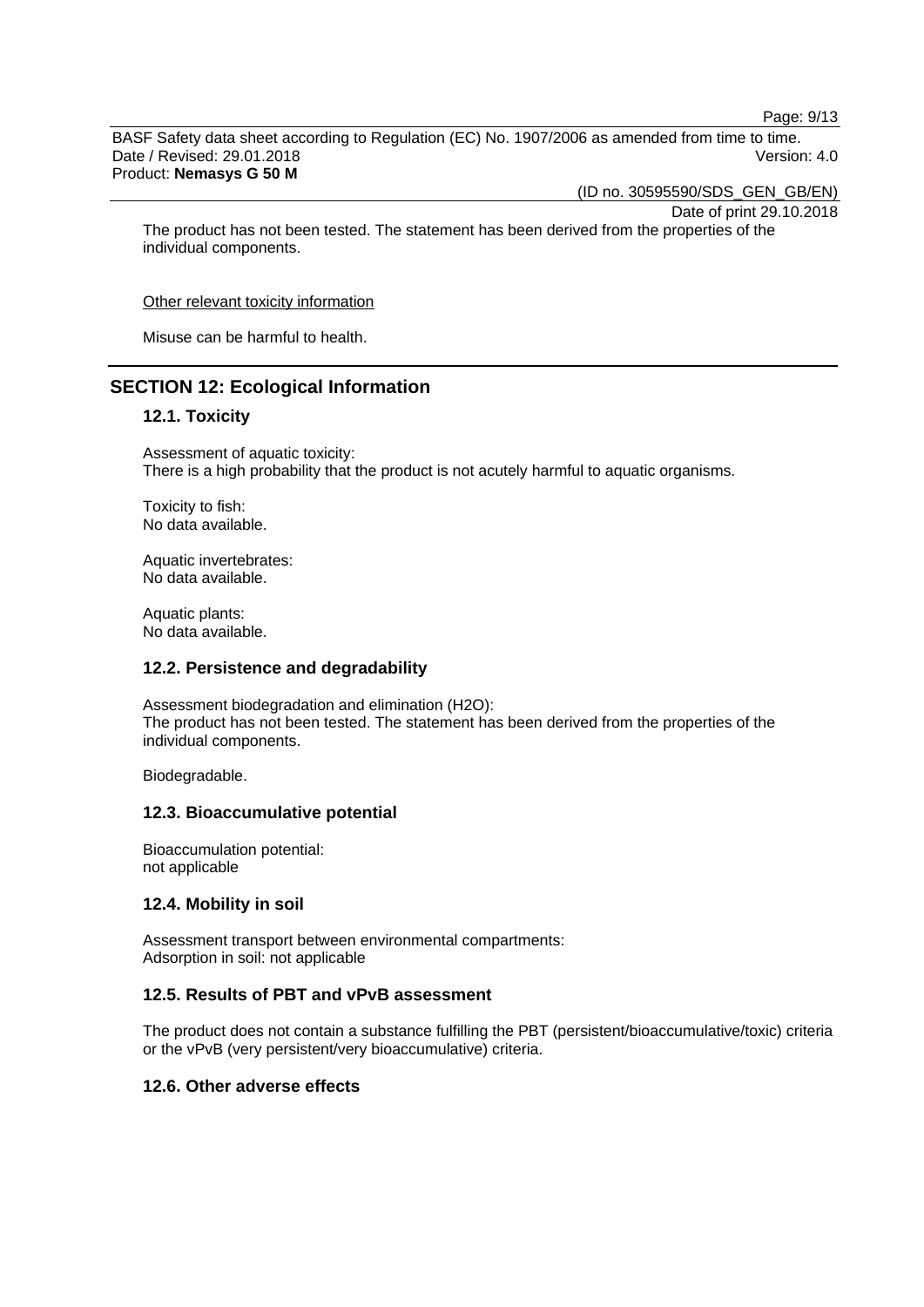The product has not been tested. The statement has been derived from the properties of the individual components.

Other relevant toxicity information

Misuse can be harmful to health.

## SECTION 12: Ecological Information

### 12.1. Toxicity

Assessment of aquatic toxicity:
There is a high probability that the product is not acutely harmful to aquatic organisms.

Toxicity to fish:
No data available.

Aquatic invertebrates:
No data available.

Aquatic plants:
No data available.

### 12.2. Persistence and degradability

Assessment biodegradation and elimination ($H_2O$):
The product has not been tested. The statement has been derived from the properties of the individual components.

Biodegradable.

### 12.3. Bioaccumulative potential

Bioaccumulation potential:
not applicable

### 12.4. Mobility in soil

Assessment transport between environmental compartments:
Adsorption in soil: not applicable

### 12.5. Results of PBT and vPvB assessment

The product does not contain a substance fulfilling the PBT (persistent/bioaccumulative/toxic) criteria or the vPvB (very persistent/very bioaccumulative) criteria.

### 12.6. Other adverse effects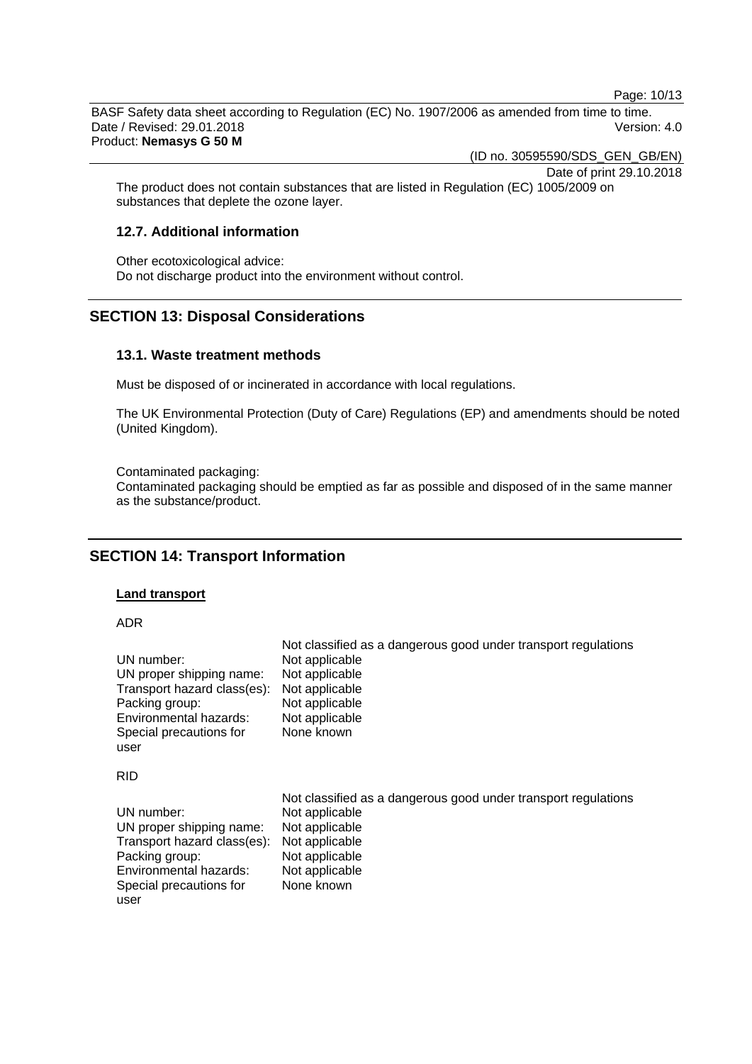The product does not contain substances that are listed in Regulation (EC) 1005/2009 on substances that deplete the ozone layer.

### 12.7. Additional information

Other ecotoxicological advice:
Do not discharge product into the environment without control.

## SECTION 13: Disposal Considerations

### 13.1. Waste treatment methods

Must be disposed of or incinerated in accordance with local regulations.

The UK Environmental Protection (Duty of Care) Regulations (EP) and amendments should be noted (United Kingdom).

Contaminated packaging:
Contaminated packaging should be emptied as far as possible and disposed of in the same manner as the substance/product.

## SECTION 14: Transport Information

**Land transport**

ADR

| | Not classified as a dangerous good under transport regulations |
|---|---|
| UN number: | Not applicable |
| UN proper shipping name: | Not applicable |
| Transport hazard class(es): | Not applicable |
| Packing group: | Not applicable |
| Environmental hazards: | Not applicable |
| Special precautions for user | None known |

RID

| | Not classified as a dangerous good under transport regulations |
|---|---|
| UN number: | Not applicable |
| UN proper shipping name: | Not applicable |
| Transport hazard class(es): | Not applicable |
| Packing group: | Not applicable |
| Environmental hazards: | Not applicable |
| Special precautions for user | None known |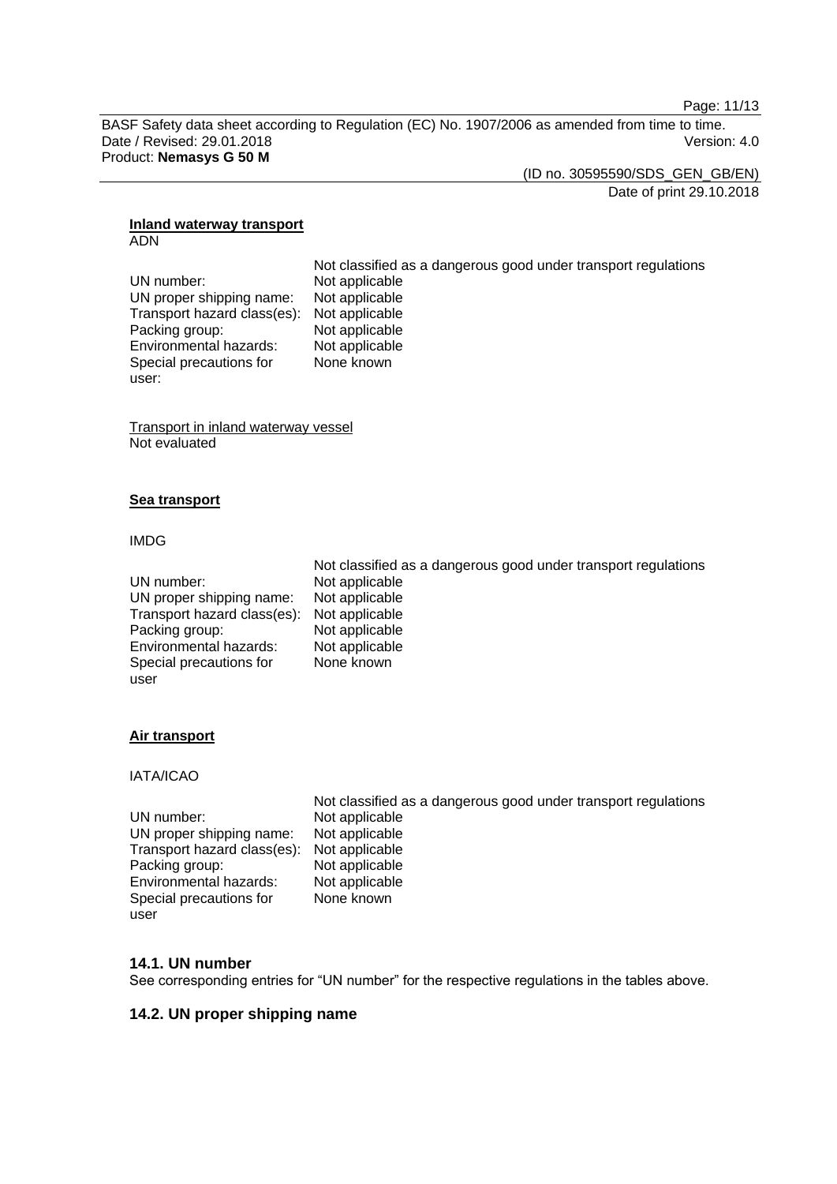**Inland waterway transport**

ADN

Not classified as a dangerous good under transport regulations

| | |
|---|---|
| UN number: | Not applicable |
| UN proper shipping name: | Not applicable |
| Transport hazard class(es): | Not applicable |
| Packing group: | Not applicable |
| Environmental hazards: | Not applicable |
| Special precautions for user: | None known |

Transport in inland waterway vessel

Not evaluated

**Sea transport**

IMDG

Not classified as a dangerous good under transport regulations

| | |
|---|---|
| UN number: | Not applicable |
| UN proper shipping name: | Not applicable |
| Transport hazard class(es): | Not applicable |
| Packing group: | Not applicable |
| Environmental hazards: | Not applicable |
| Special precautions for user | None known |

**Air transport**

IATA/ICAO

Not classified as a dangerous good under transport regulations

| | |
|---|---|
| UN number: | Not applicable |
| UN proper shipping name: | Not applicable |
| Transport hazard class(es): | Not applicable |
| Packing group: | Not applicable |
| Environmental hazards: | Not applicable |
| Special precautions for user | None known |

## 14.1. UN number

See corresponding entries for "UN number" for the respective regulations in the tables above.

## 14.2. UN proper shipping name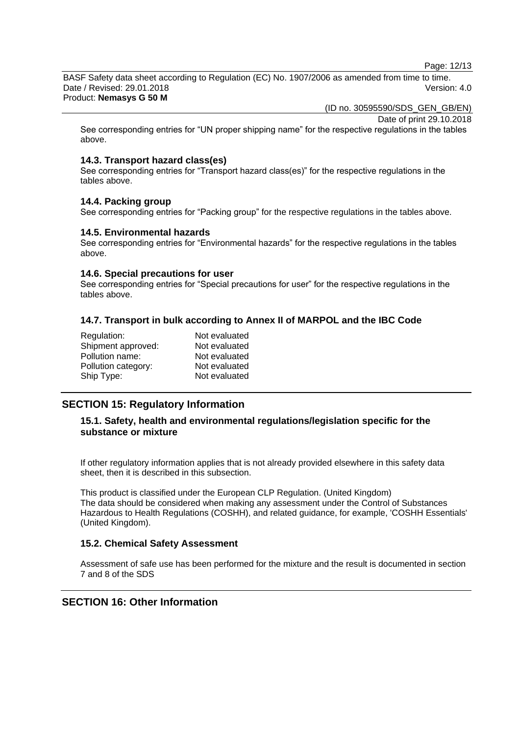See corresponding entries for “UN proper shipping name” for the respective regulations in the tables above.

### 14.3. Transport hazard class(es)

See corresponding entries for “Transport hazard class(es)” for the respective regulations in the tables above.

### 14.4. Packing group

See corresponding entries for “Packing group” for the respective regulations in the tables above.

### 14.5. Environmental hazards

See corresponding entries for “Environmental hazards” for the respective regulations in the tables above.

### 14.6. Special precautions for user

See corresponding entries for “Special precautions for user” for the respective regulations in the tables above.

### 14.7. Transport in bulk according to Annex II of MARPOL and the IBC Code

| | |
|---|---|
| Regulation: | Not evaluated |
| Shipment approved: | Not evaluated |
| Pollution name: | Not evaluated |
| Pollution category: | Not evaluated |
| Ship Type: | Not evaluated |

## SECTION 15: Regulatory Information

### 15.1. Safety, health and environmental regulations/legislation specific for the substance or mixture

If other regulatory information applies that is not already provided elsewhere in this safety data sheet, then it is described in this subsection.

This product is classified under the European CLP Regulation. (United Kingdom)
The data should be considered when making any assessment under the Control of Substances Hazardous to Health Regulations (COSHH), and related guidance, for example, 'COSHH Essentials' (United Kingdom).

### 15.2. Chemical Safety Assessment

Assessment of safe use has been performed for the mixture and the result is documented in section 7 and 8 of the SDS

## SECTION 16: Other Information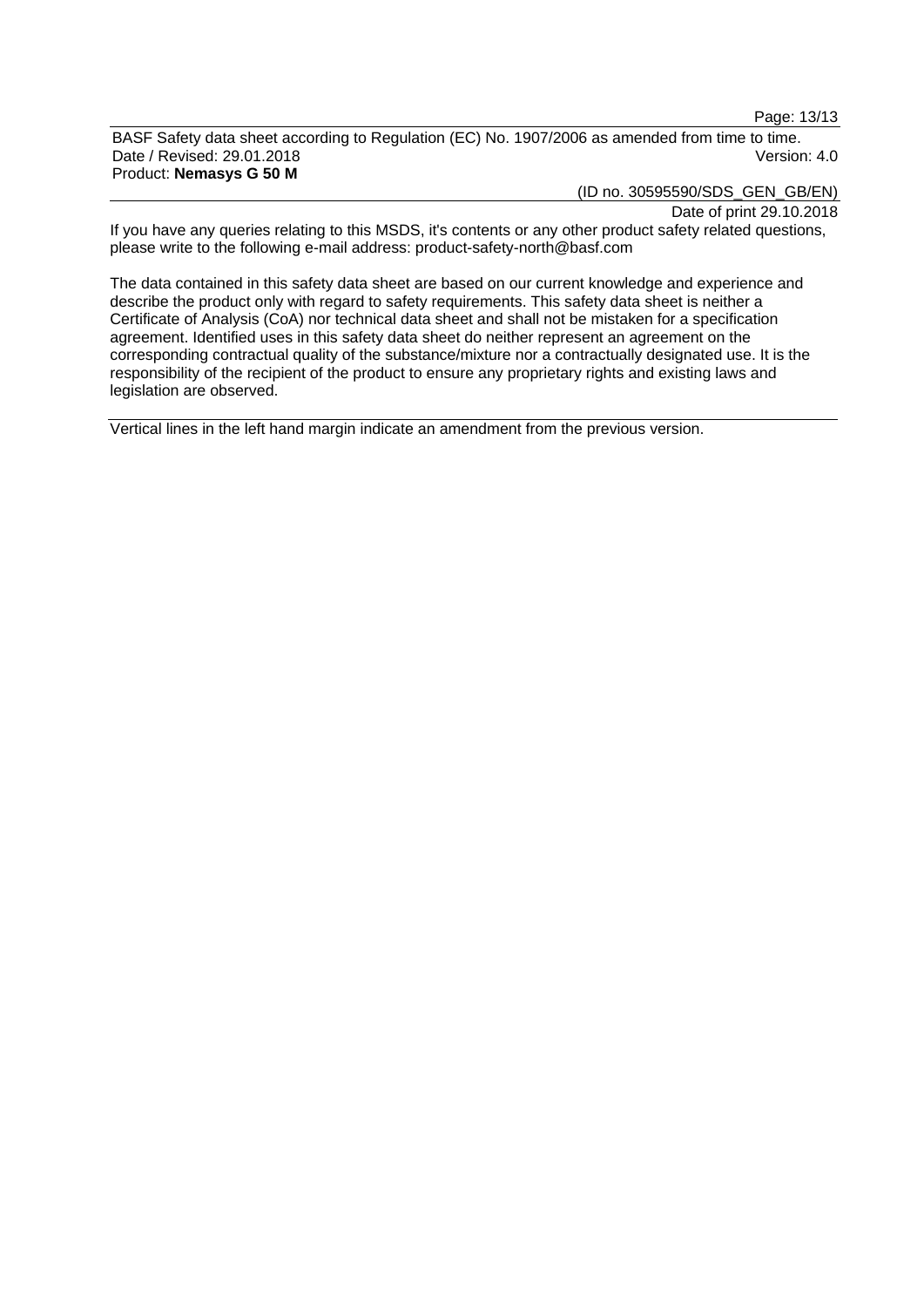If you have any queries relating to this MSDS, it's contents or any other product safety related questions, please write to the following e-mail address: product-safety-north@basf.com

The data contained in this safety data sheet are based on our current knowledge and experience and describe the product only with regard to safety requirements. This safety data sheet is neither a Certificate of Analysis (CoA) nor technical data sheet and shall not be mistaken for a specification agreement. Identified uses in this safety data sheet do neither represent an agreement on the corresponding contractual quality of the substance/mixture nor a contractually designated use. It is the responsibility of the recipient of the product to ensure any proprietary rights and existing laws and legislation are observed.

---

Vertical lines in the left hand margin indicate an amendment from the previous version.